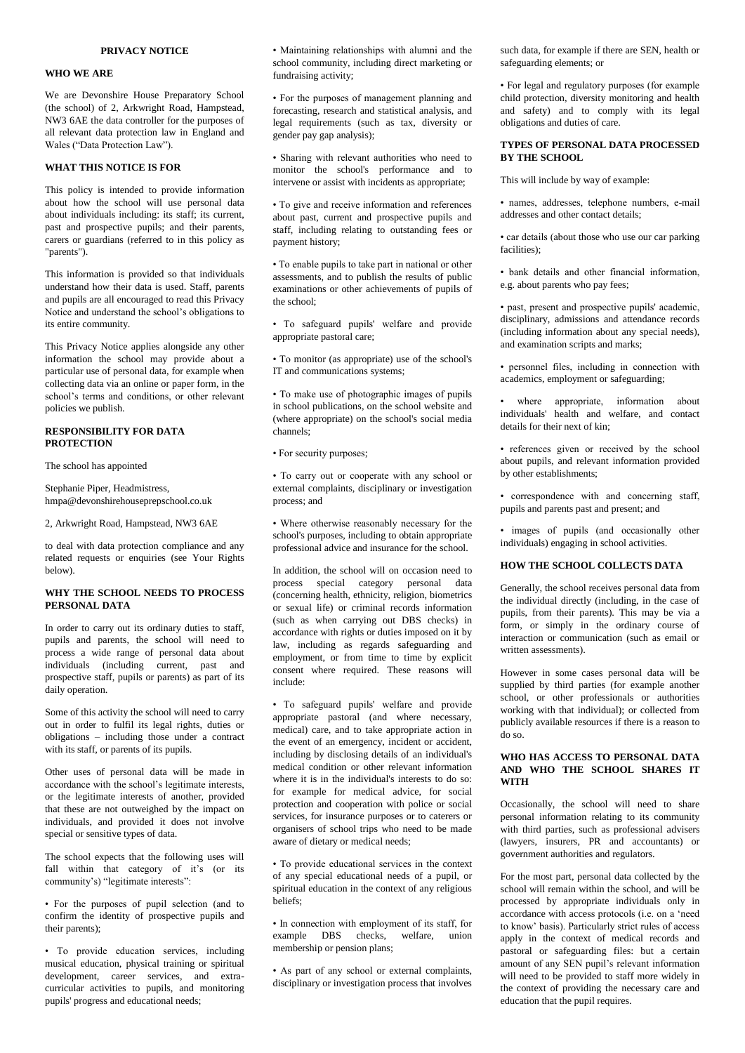# PRIVACY NOTICE

## WHO WE ARE

We are Devonshire House Preparatory School (the school) of 2, Arkwright Road, Hampstead, NW3 6AE the data controller for the purposes of all relevant data protection law in England and Wales ("Data Protection Law").

## WHAT THIS NOTICE IS FOR

This policy is intended to provide information about how the school will use personal data about individuals including: its staff; its current, past and prospective pupils; and their parents, carers or guardians (referred to in this policy as "parents").

This information is provided so that individuals understand how their data is used. Staff, parents and pupils are all encouraged to read this Privacy Notice and understand the school's obligations to its entire community.

This Privacy Notice applies alongside any other information the school may provide about a particular use of personal data, for example when collecting data via an online or paper form, in the school's terms and conditions, or other relevant policies we publish.

## RESPONSIBILITY FOR DATA PROTECTION

The school has appointed

Stephanie Piper, Headmistress,
hmpa@devonshirehouseprepschool.co.uk

2, Arkwright Road, Hampstead, NW3 6AE

to deal with data protection compliance and any related requests or enquiries (see Your Rights below).

## WHY THE SCHOOL NEEDS TO PROCESS PERSONAL DATA

In order to carry out its ordinary duties to staff, pupils and parents, the school will need to process a wide range of personal data about individuals (including current, past and prospective staff, pupils or parents) as part of its daily operation.

Some of this activity the school will need to carry out in order to fulfil its legal rights, duties or obligations – including those under a contract with its staff, or parents of its pupils.

Other uses of personal data will be made in accordance with the school's legitimate interests, or the legitimate interests of another, provided that these are not outweighed by the impact on individuals, and provided it does not involve special or sensitive types of data.

The school expects that the following uses will fall within that category of it's (or its community's) "legitimate interests":

- For the purposes of pupil selection (and to confirm the identity of prospective pupils and their parents);
- To provide education services, including musical education, physical training or spiritual development, career services, and extra-curricular activities to pupils, and monitoring pupils' progress and educational needs;
- Maintaining relationships with alumni and the school community, including direct marketing or fundraising activity;
- For the purposes of management planning and forecasting, research and statistical analysis, and legal requirements (such as tax, diversity or gender pay gap analysis);
- Sharing with relevant authorities who need to monitor the school's performance and to intervene or assist with incidents as appropriate;
- To give and receive information and references about past, current and prospective pupils and staff, including relating to outstanding fees or payment history;
- To enable pupils to take part in national or other assessments, and to publish the results of public examinations or other achievements of pupils of the school;
- To safeguard pupils' welfare and provide appropriate pastoral care;
- To monitor (as appropriate) use of the school's IT and communications systems;
- To make use of photographic images of pupils in school publications, on the school website and (where appropriate) on the school's social media channels;
- For security purposes;
- To carry out or cooperate with any school or external complaints, disciplinary or investigation process; and
- Where otherwise reasonably necessary for the school's purposes, including to obtain appropriate professional advice and insurance for the school.

In addition, the school will on occasion need to process special category personal data (concerning health, ethnicity, religion, biometrics or sexual life) or criminal records information (such as when carrying out DBS checks) in accordance with rights or duties imposed on it by law, including as regards safeguarding and employment, or from time to time by explicit consent where required. These reasons will include:

- To safeguard pupils' welfare and provide appropriate pastoral (and where necessary, medical) care, and to take appropriate action in the event of an emergency, incident or accident, including by disclosing details of an individual's medical condition or other relevant information where it is in the individual's interests to do so: for example for medical advice, for social protection and cooperation with police or social services, for insurance purposes or to caterers or organisers of school trips who need to be made aware of dietary or medical needs;
- To provide educational services in the context of any special educational needs of a pupil, or spiritual education in the context of any religious beliefs;
- In connection with employment of its staff, for example DBS checks, welfare, union membership or pension plans;
- As part of any school or external complaints, disciplinary or investigation process that involves such data, for example if there are SEN, health or safeguarding elements; or
- For legal and regulatory purposes (for example child protection, diversity monitoring and health and safety) and to comply with its legal obligations and duties of care.

## TYPES OF PERSONAL DATA PROCESSED BY THE SCHOOL

This will include by way of example:

- names, addresses, telephone numbers, e-mail addresses and other contact details;
- car details (about those who use our car parking facilities);
- bank details and other financial information, e.g. about parents who pay fees;
- past, present and prospective pupils' academic, disciplinary, admissions and attendance records (including information about any special needs), and examination scripts and marks;
- personnel files, including in connection with academics, employment or safeguarding;
- where appropriate, information about individuals' health and welfare, and contact details for their next of kin;
- references given or received by the school about pupils, and relevant information provided by other establishments;
- correspondence with and concerning staff, pupils and parents past and present; and
- images of pupils (and occasionally other individuals) engaging in school activities.

## HOW THE SCHOOL COLLECTS DATA

Generally, the school receives personal data from the individual directly (including, in the case of pupils, from their parents). This may be via a form, or simply in the ordinary course of interaction or communication (such as email or written assessments).

However in some cases personal data will be supplied by third parties (for example another school, or other professionals or authorities working with that individual); or collected from publicly available resources if there is a reason to do so.

## WHO HAS ACCESS TO PERSONAL DATA AND WHO THE SCHOOL SHARES IT WITH

Occasionally, the school will need to share personal information relating to its community with third parties, such as professional advisers (lawyers, insurers, PR and accountants) or government authorities and regulators.

For the most part, personal data collected by the school will remain within the school, and will be processed by appropriate individuals only in accordance with access protocols (i.e. on a 'need to know' basis). Particularly strict rules of access apply in the context of medical records and pastoral or safeguarding files: but a certain amount of any SEN pupil's relevant information will need to be provided to staff more widely in the context of providing the necessary care and education that the pupil requires.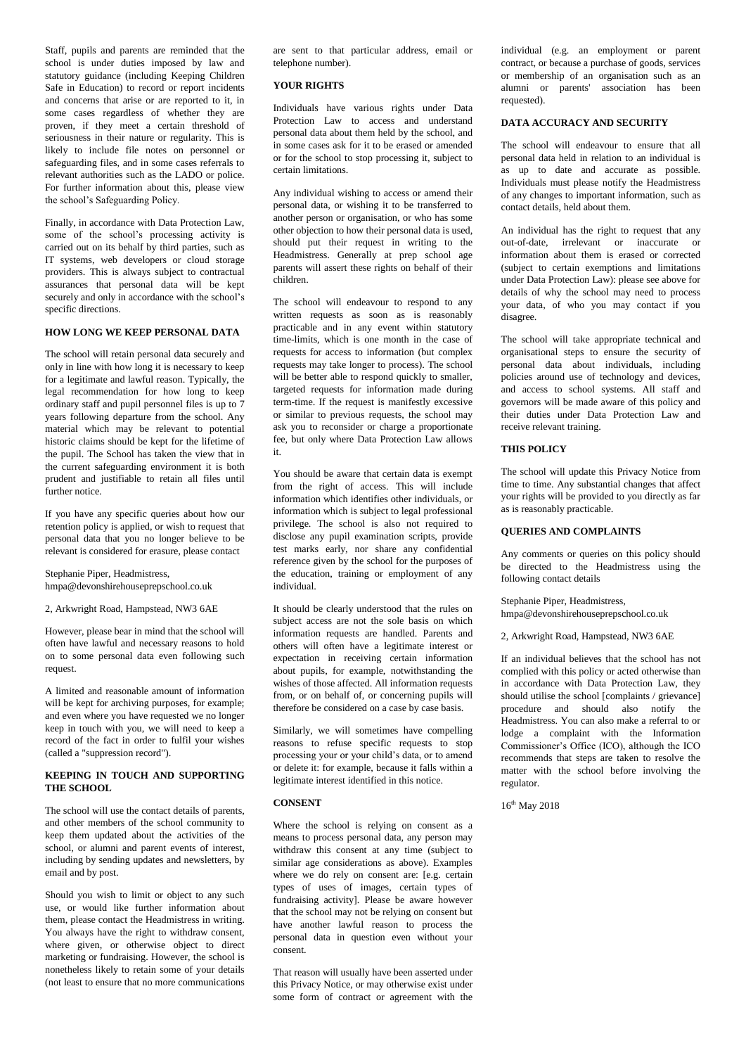Staff, pupils and parents are reminded that the school is under duties imposed by law and statutory guidance (including Keeping Children Safe in Education) to record or report incidents and concerns that arise or are reported to it, in some cases regardless of whether they are proven, if they meet a certain threshold of seriousness in their nature or regularity. This is likely to include file notes on personnel or safeguarding files, and in some cases referrals to relevant authorities such as the LADO or police. For further information about this, please view the school's Safeguarding Policy.

Finally, in accordance with Data Protection Law, some of the school's processing activity is carried out on its behalf by third parties, such as IT systems, web developers or cloud storage providers. This is always subject to contractual assurances that personal data will be kept securely and only in accordance with the school's specific directions.

## HOW LONG WE KEEP PERSONAL DATA

The school will retain personal data securely and only in line with how long it is necessary to keep for a legitimate and lawful reason. Typically, the legal recommendation for how long to keep ordinary staff and pupil personnel files is up to 7 years following departure from the school. Any material which may be relevant to potential historic claims should be kept for the lifetime of the pupil. The School has taken the view that in the current safeguarding environment it is both prudent and justifiable to retain all files until further notice.

If you have any specific queries about how our retention policy is applied, or wish to request that personal data that you no longer believe to be relevant is considered for erasure, please contact

Stephanie Piper, Headmistress,
hmpa@devonshirehouseprepschool.co.uk

2, Arkwright Road, Hampstead, NW3 6AE

However, please bear in mind that the school will often have lawful and necessary reasons to hold on to some personal data even following such request.

A limited and reasonable amount of information will be kept for archiving purposes, for example; and even where you have requested we no longer keep in touch with you, we will need to keep a record of the fact in order to fulfil your wishes (called a "suppression record").

## KEEPING IN TOUCH AND SUPPORTING THE SCHOOL

The school will use the contact details of parents, and other members of the school community to keep them updated about the activities of the school, or alumni and parent events of interest, including by sending updates and newsletters, by email and by post.

Should you wish to limit or object to any such use, or would like further information about them, please contact the Headmistress in writing. You always have the right to withdraw consent, where given, or otherwise object to direct marketing or fundraising. However, the school is nonetheless likely to retain some of your details (not least to ensure that no more communications are sent to that particular address, email or telephone number).

## YOUR RIGHTS

Individuals have various rights under Data Protection Law to access and understand personal data about them held by the school, and in some cases ask for it to be erased or amended or for the school to stop processing it, subject to certain limitations.

Any individual wishing to access or amend their personal data, or wishing it to be transferred to another person or organisation, or who has some other objection to how their personal data is used, should put their request in writing to the Headmistress. Generally at prep school age parents will assert these rights on behalf of their children.

The school will endeavour to respond to any written requests as soon as is reasonably practicable and in any event within statutory time-limits, which is one month in the case of requests for access to information (but complex requests may take longer to process). The school will be better able to respond quickly to smaller, targeted requests for information made during term-time. If the request is manifestly excessive or similar to previous requests, the school may ask you to reconsider or charge a proportionate fee, but only where Data Protection Law allows it.

You should be aware that certain data is exempt from the right of access. This will include information which identifies other individuals, or information which is subject to legal professional privilege. The school is also not required to disclose any pupil examination scripts, provide test marks early, nor share any confidential reference given by the school for the purposes of the education, training or employment of any individual.

It should be clearly understood that the rules on subject access are not the sole basis on which information requests are handled. Parents and others will often have a legitimate interest or expectation in receiving certain information about pupils, for example, notwithstanding the wishes of those affected. All information requests from, or on behalf of, or concerning pupils will therefore be considered on a case by case basis.

Similarly, we will sometimes have compelling reasons to refuse specific requests to stop processing your or your child's data, or to amend or delete it: for example, because it falls within a legitimate interest identified in this notice.

## CONSENT

Where the school is relying on consent as a means to process personal data, any person may withdraw this consent at any time (subject to similar age considerations as above). Examples where we do rely on consent are: [e.g. certain types of uses of images, certain types of fundraising activity]. Please be aware however that the school may not be relying on consent but have another lawful reason to process the personal data in question even without your consent.

That reason will usually have been asserted under this Privacy Notice, or may otherwise exist under some form of contract or agreement with the individual (e.g. an employment or parent contract, or because a purchase of goods, services or membership of an organisation such as an alumni or parents' association has been requested).

## DATA ACCURACY AND SECURITY

The school will endeavour to ensure that all personal data held in relation to an individual is as up to date and accurate as possible. Individuals must please notify the Headmistress of any changes to important information, such as contact details, held about them.

An individual has the right to request that any out-of-date, irrelevant or inaccurate or information about them is erased or corrected (subject to certain exemptions and limitations under Data Protection Law): please see above for details of why the school may need to process your data, of who you may contact if you disagree.

The school will take appropriate technical and organisational steps to ensure the security of personal data about individuals, including policies around use of technology and devices, and access to school systems. All staff and governors will be made aware of this policy and their duties under Data Protection Law and receive relevant training.

## THIS POLICY

The school will update this Privacy Notice from time to time. Any substantial changes that affect your rights will be provided to you directly as far as is reasonably practicable.

## QUERIES AND COMPLAINTS

Any comments or queries on this policy should be directed to the Headmistress using the following contact details

Stephanie Piper, Headmistress,
hmpa@devonshirehouseprepschool.co.uk

2, Arkwright Road, Hampstead, NW3 6AE

If an individual believes that the school has not complied with this policy or acted otherwise than in accordance with Data Protection Law, they should utilise the school [complaints / grievance] procedure and should also notify the Headmistress. You can also make a referral to or lodge a complaint with the Information Commissioner's Office (ICO), although the ICO recommends that steps are taken to resolve the matter with the school before involving the regulator.

16th May 2018